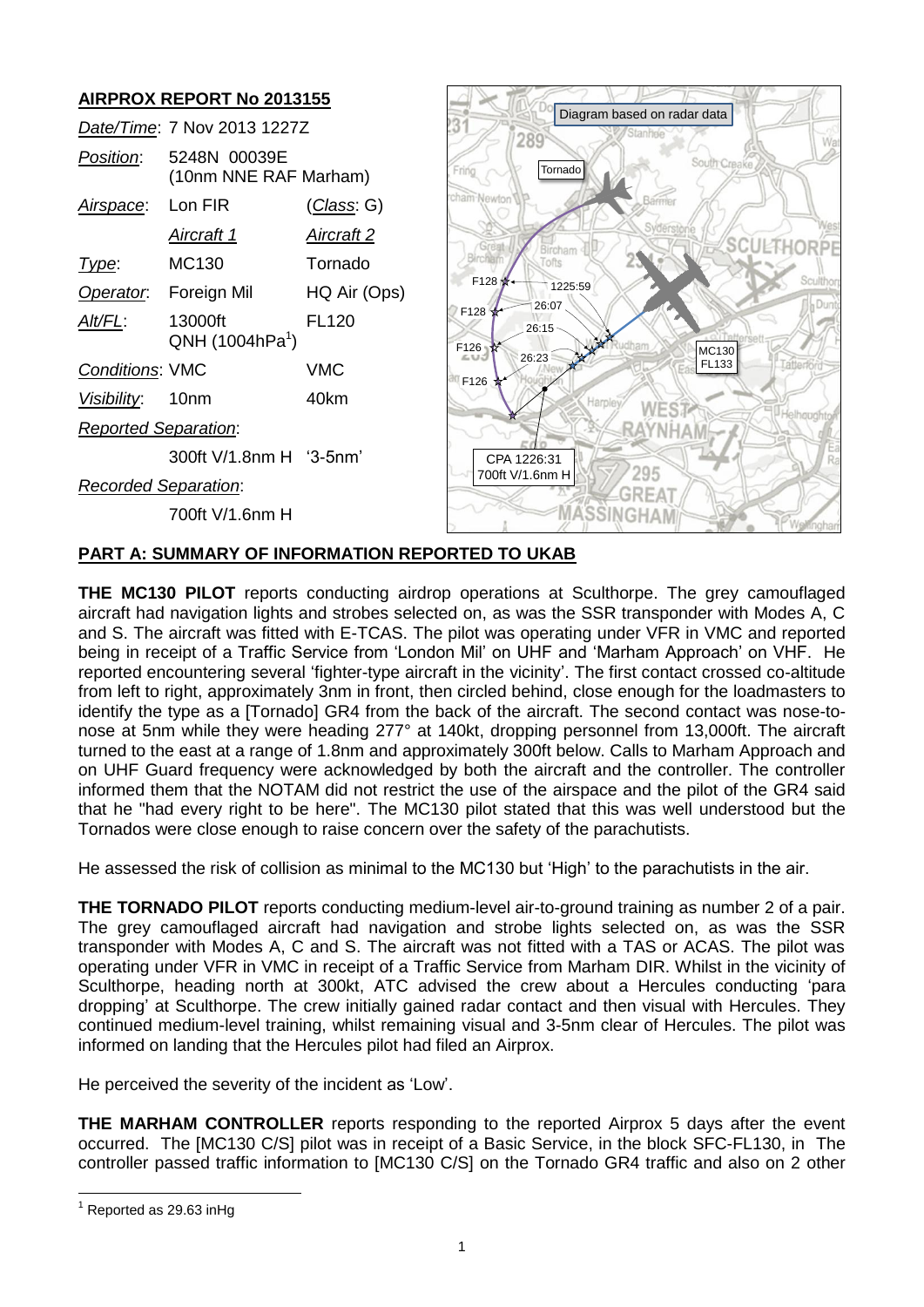## AIRPROX REPORT No 2013155

| | | |
|---|---|---|
| *Date/Time*: | 7 Nov 2013 1227Z | |
| *Position*: | 5248N 00039E (10nm NNE RAF Marham) | |
| *Airspace*: | Lon FIR | (*Class*: G) |
| | *Aircraft 1* | *Aircraft 2* |
| *Type*: | MC130 | Tornado |
| *Operator*: | Foreign Mil | HQ Air (Ops) |
| *Alt/FL*: | 13000ft QNH (1004hPa[1]) | FL120 |
| *Conditions*: | VMC | VMC |
| *Visibility*: | 10nm | 40km |
| *Reported Separation*: | | |
| | 300ft V/1.8nm H | '3-5nm' |
| *Recorded Separation*: | | |
| | 700ft V/1.6nm H | |

Diagram based on radar data

Tornado

F128 — 1225:59
F128 — 26:07
F126 — 26:15
F126 — 26:23

MC130 FL133

CPA 1226:31 700ft V/1.6nm H

## PART A: SUMMARY OF INFORMATION REPORTED TO UKAB

**THE MC130 PILOT** reports conducting airdrop operations at Sculthorpe. The grey camouflaged aircraft had navigation lights and strobes selected on, as was the SSR transponder with Modes A, C and S. The aircraft was fitted with E-TCAS. The pilot was operating under VFR in VMC and reported being in receipt of a Traffic Service from 'London Mil' on UHF and 'Marham Approach' on VHF. He reported encountering several 'fighter-type aircraft in the vicinity'. The first contact crossed co-altitude from left to right, approximately 3nm in front, then circled behind, close enough for the loadmasters to identify the type as a [Tornado] GR4 from the back of the aircraft. The second contact was nose-to-nose at 5nm while they were heading 277° at 140kt, dropping personnel from 13,000ft. The aircraft turned to the east at a range of 1.8nm and approximately 300ft below. Calls to Marham Approach and on UHF Guard frequency were acknowledged by both the aircraft and the controller. The controller informed them that the NOTAM did not restrict the use of the airspace and the pilot of the GR4 said that he "had every right to be here". The MC130 pilot stated that this was well understood but the Tornados were close enough to raise concern over the safety of the parachutists.

He assessed the risk of collision as minimal to the MC130 but 'High' to the parachutists in the air.

**THE TORNADO PILOT** reports conducting medium-level air-to-ground training as number 2 of a pair. The grey camouflaged aircraft had navigation and strobe lights selected on, as was the SSR transponder with Modes A, C and S. The aircraft was not fitted with a TAS or ACAS. The pilot was operating under VFR in VMC in receipt of a Traffic Service from Marham DIR. Whilst in the vicinity of Sculthorpe, heading north at 300kt, ATC advised the crew about a Hercules conducting 'para dropping' at Sculthorpe. The crew initially gained radar contact and then visual with Hercules. They continued medium-level training, whilst remaining visual and 3-5nm clear of Hercules. The pilot was informed on landing that the Hercules pilot had filed an Airprox.

He perceived the severity of the incident as 'Low'.

**THE MARHAM CONTROLLER** reports responding to the reported Airprox 5 days after the event occurred. The [MC130 C/S] pilot was in receipt of a Basic Service, in the block SFC-FL130, in The controller passed traffic information to [MC130 C/S] on the Tornado GR4 traffic and also on 2 other

[1] Reported as 29.63 inHg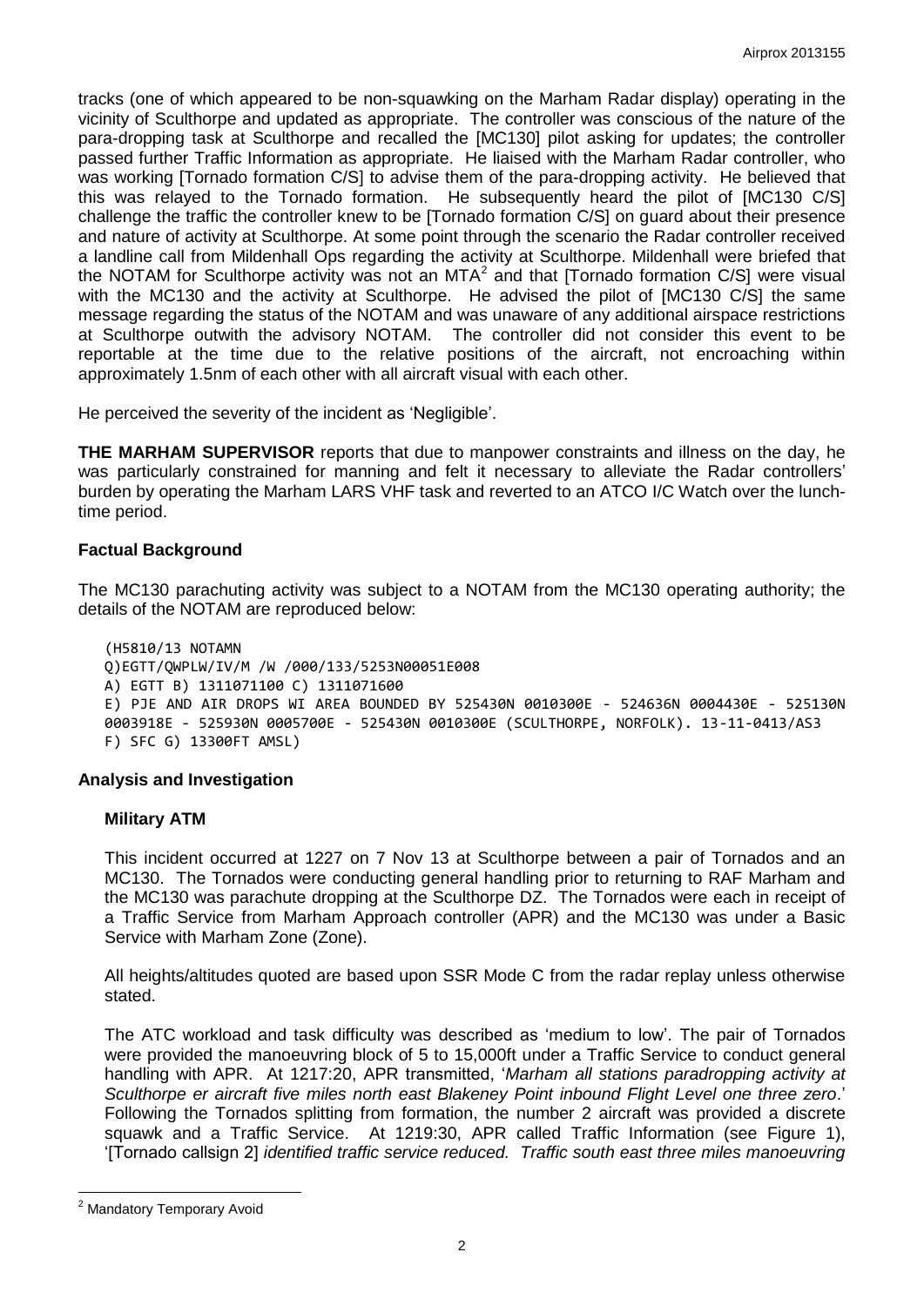tracks (one of which appeared to be non-squawking on the Marham Radar display) operating in the vicinity of Sculthorpe and updated as appropriate. The controller was conscious of the nature of the para-dropping task at Sculthorpe and recalled the [MC130] pilot asking for updates; the controller passed further Traffic Information as appropriate. He liaised with the Marham Radar controller, who was working [Tornado formation C/S] to advise them of the para-dropping activity. He believed that this was relayed to the Tornado formation. He subsequently heard the pilot of [MC130 C/S] challenge the traffic the controller knew to be [Tornado formation C/S] on guard about their presence and nature of activity at Sculthorpe. At some point through the scenario the Radar controller received a landline call from Mildenhall Ops regarding the activity at Sculthorpe. Mildenhall were briefed that the NOTAM for Sculthorpe activity was not an MTA[2] and that [Tornado formation C/S] were visual with the MC130 and the activity at Sculthorpe. He advised the pilot of [MC130 C/S] the same message regarding the status of the NOTAM and was unaware of any additional airspace restrictions at Sculthorpe outwith the advisory NOTAM. The controller did not consider this event to be reportable at the time due to the relative positions of the aircraft, not encroaching within approximately 1.5nm of each other with all aircraft visual with each other.

He perceived the severity of the incident as 'Negligible'.

**THE MARHAM SUPERVISOR** reports that due to manpower constraints and illness on the day, he was particularly constrained for manning and felt it necessary to alleviate the Radar controllers' burden by operating the Marham LARS VHF task and reverted to an ATCO I/C Watch over the lunch-time period.

## Factual Background

The MC130 parachuting activity was subject to a NOTAM from the MC130 operating authority; the details of the NOTAM are reproduced below:

```
(H5810/13 NOTAMN
Q)EGTT/QWPLW/IV/M /W /000/133/5253N00051E008
A) EGTT B) 1311071100 C) 1311071600
E) PJE AND AIR DROPS WI AREA BOUNDED BY 525430N 0010300E - 524636N 0004430E - 525130N
0003918E - 525930N 0005700E - 525430N 0010300E (SCULTHORPE, NORFOLK). 13-11-0413/AS3
F) SFC G) 13300FT AMSL)
```

## Analysis and Investigation

### Military ATM

This incident occurred at 1227 on 7 Nov 13 at Sculthorpe between a pair of Tornados and an MC130. The Tornados were conducting general handling prior to returning to RAF Marham and the MC130 was parachute dropping at the Sculthorpe DZ. The Tornados were each in receipt of a Traffic Service from Marham Approach controller (APR) and the MC130 was under a Basic Service with Marham Zone (Zone).

All heights/altitudes quoted are based upon SSR Mode C from the radar replay unless otherwise stated.

The ATC workload and task difficulty was described as 'medium to low'. The pair of Tornados were provided the manoeuvring block of 5 to 15,000ft under a Traffic Service to conduct general handling with APR. At 1217:20, APR transmitted, '*Marham all stations paradropping activity at Sculthorpe er aircraft five miles north east Blakeney Point inbound Flight Level one three zero*.' Following the Tornados splitting from formation, the number 2 aircraft was provided a discrete squawk and a Traffic Service. At 1219:30, APR called Traffic Information (see Figure 1), '[Tornado callsign 2] *identified traffic service reduced. Traffic south east three miles manoeuvring*

[2] Mandatory Temporary Avoid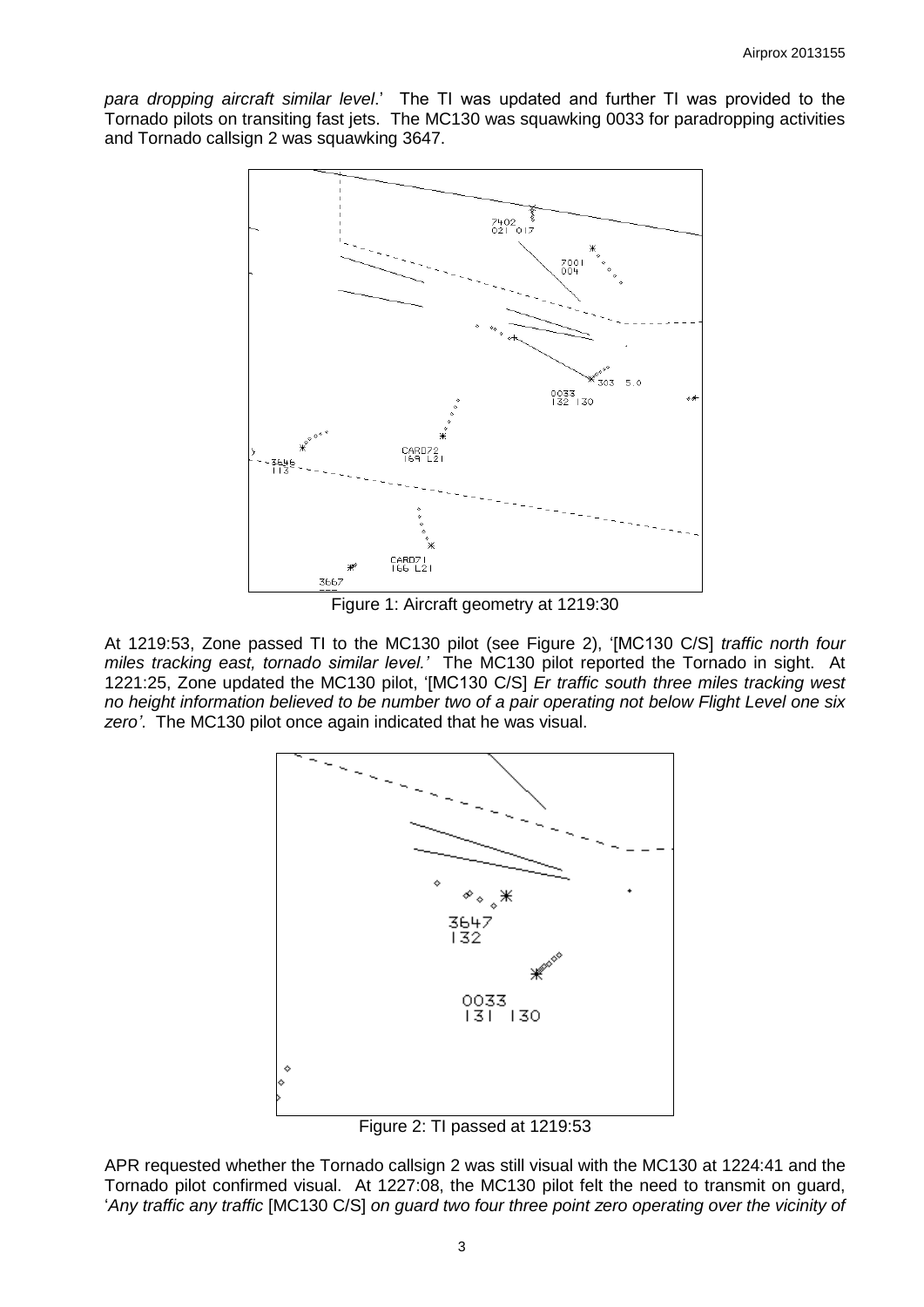*para dropping aircraft similar level*.' The TI was updated and further TI was provided to the Tornado pilots on transiting fast jets. The MC130 was squawking 0033 for paradropping activities and Tornado callsign 2 was squawking 3647.

Figure 1: Aircraft geometry at 1219:30

At 1219:53, Zone passed TI to the MC130 pilot (see Figure 2), '[MC130 C/S] *traffic north four miles tracking east, tornado similar level.'* The MC130 pilot reported the Tornado in sight. At 1221:25, Zone updated the MC130 pilot, '[MC130 C/S] *Er traffic south three miles tracking west no height information believed to be number two of a pair operating not below Flight Level one six zero'*. The MC130 pilot once again indicated that he was visual.

Figure 2: TI passed at 1219:53

APR requested whether the Tornado callsign 2 was still visual with the MC130 at 1224:41 and the Tornado pilot confirmed visual. At 1227:08, the MC130 pilot felt the need to transmit on guard, '*Any traffic any traffic* [MC130 C/S] *on guard two four three point zero operating over the vicinity of*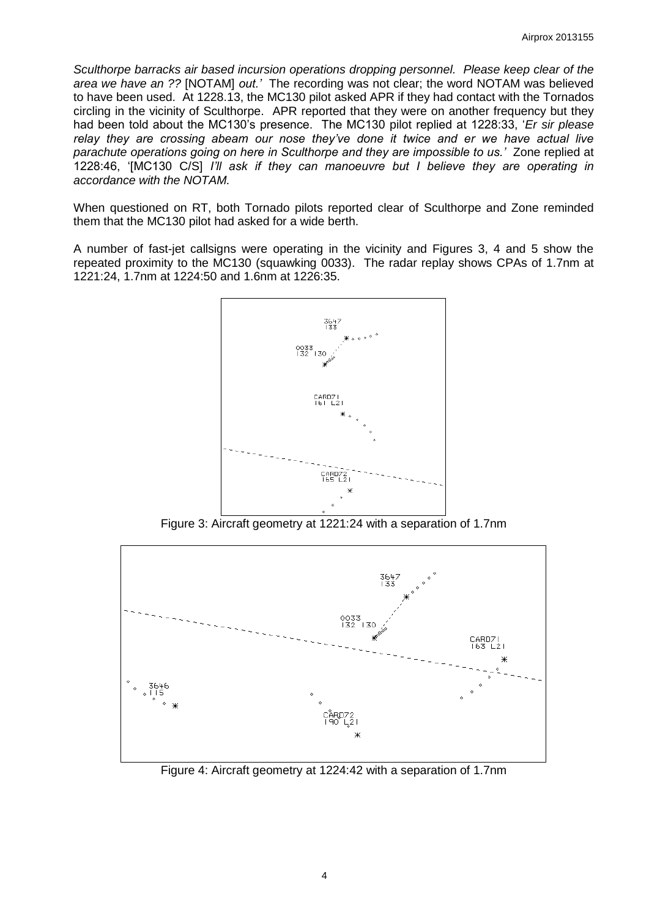*Sculthorpe barracks air based incursion operations dropping personnel. Please keep clear of the area we have an ??* [NOTAM] *out.'* The recording was not clear; the word NOTAM was believed to have been used. At 1228.13, the MC130 pilot asked APR if they had contact with the Tornados circling in the vicinity of Sculthorpe. APR reported that they were on another frequency but they had been told about the MC130's presence. The MC130 pilot replied at 1228:33, '*Er sir please relay they are crossing abeam our nose they've done it twice and er we have actual live parachute operations going on here in Sculthorpe and they are impossible to us.'* Zone replied at 1228:46, '[MC130 C/S] *I'll ask if they can manoeuvre but I believe they are operating in accordance with the NOTAM.*

When questioned on RT, both Tornado pilots reported clear of Sculthorpe and Zone reminded them that the MC130 pilot had asked for a wide berth.

A number of fast-jet callsigns were operating in the vicinity and Figures 3, 4 and 5 show the repeated proximity to the MC130 (squawking 0033). The radar replay shows CPAs of 1.7nm at 1221:24, 1.7nm at 1224:50 and 1.6nm at 1226:35.

Figure 3: Aircraft geometry at 1221:24 with a separation of 1.7nm

Figure 4: Aircraft geometry at 1224:42 with a separation of 1.7nm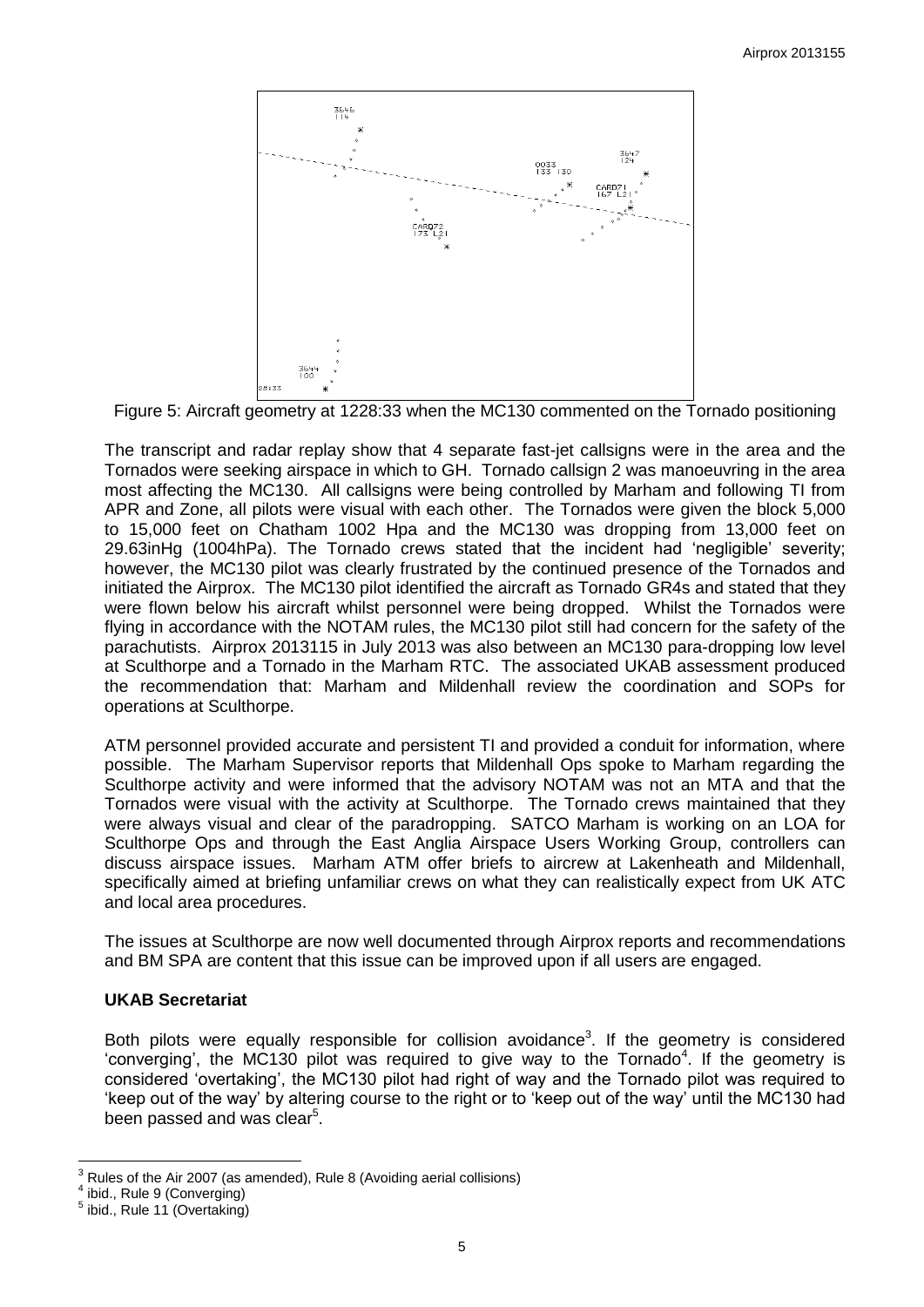Figure 5: Aircraft geometry at 1228:33 when the MC130 commented on the Tornado positioning

The transcript and radar replay show that 4 separate fast-jet callsigns were in the area and the Tornados were seeking airspace in which to GH. Tornado callsign 2 was manoeuvring in the area most affecting the MC130. All callsigns were being controlled by Marham and following TI from APR and Zone, all pilots were visual with each other. The Tornados were given the block 5,000 to 15,000 feet on Chatham 1002 Hpa and the MC130 was dropping from 13,000 feet on 29.63inHg (1004hPa). The Tornado crews stated that the incident had 'negligible' severity; however, the MC130 pilot was clearly frustrated by the continued presence of the Tornados and initiated the Airprox. The MC130 pilot identified the aircraft as Tornado GR4s and stated that they were flown below his aircraft whilst personnel were being dropped. Whilst the Tornados were flying in accordance with the NOTAM rules, the MC130 pilot still had concern for the safety of the parachutists. Airprox 2013115 in July 2013 was also between an MC130 para-dropping low level at Sculthorpe and a Tornado in the Marham RTC. The associated UKAB assessment produced the recommendation that: Marham and Mildenhall review the coordination and SOPs for operations at Sculthorpe.

ATM personnel provided accurate and persistent TI and provided a conduit for information, where possible. The Marham Supervisor reports that Mildenhall Ops spoke to Marham regarding the Sculthorpe activity and were informed that the advisory NOTAM was not an MTA and that the Tornados were visual with the activity at Sculthorpe. The Tornado crews maintained that they were always visual and clear of the paradropping. SATCO Marham is working on an LOA for Sculthorpe Ops and through the East Anglia Airspace Users Working Group, controllers can discuss airspace issues. Marham ATM offer briefs to aircrew at Lakenheath and Mildenhall, specifically aimed at briefing unfamiliar crews on what they can realistically expect from UK ATC and local area procedures.

The issues at Sculthorpe are now well documented through Airprox reports and recommendations and BM SPA are content that this issue can be improved upon if all users are engaged.

### UKAB Secretariat

Both pilots were equally responsible for collision avoidance[3]. If the geometry is considered 'converging', the MC130 pilot was required to give way to the Tornado[4]. If the geometry is considered 'overtaking', the MC130 pilot had right of way and the Tornado pilot was required to 'keep out of the way' by altering course to the right or to 'keep out of the way' until the MC130 had been passed and was clear[5].

---

[3] Rules of the Air 2007 (as amended), Rule 8 (Avoiding aerial collisions)

[4] ibid., Rule 9 (Converging)

[5] ibid., Rule 11 (Overtaking)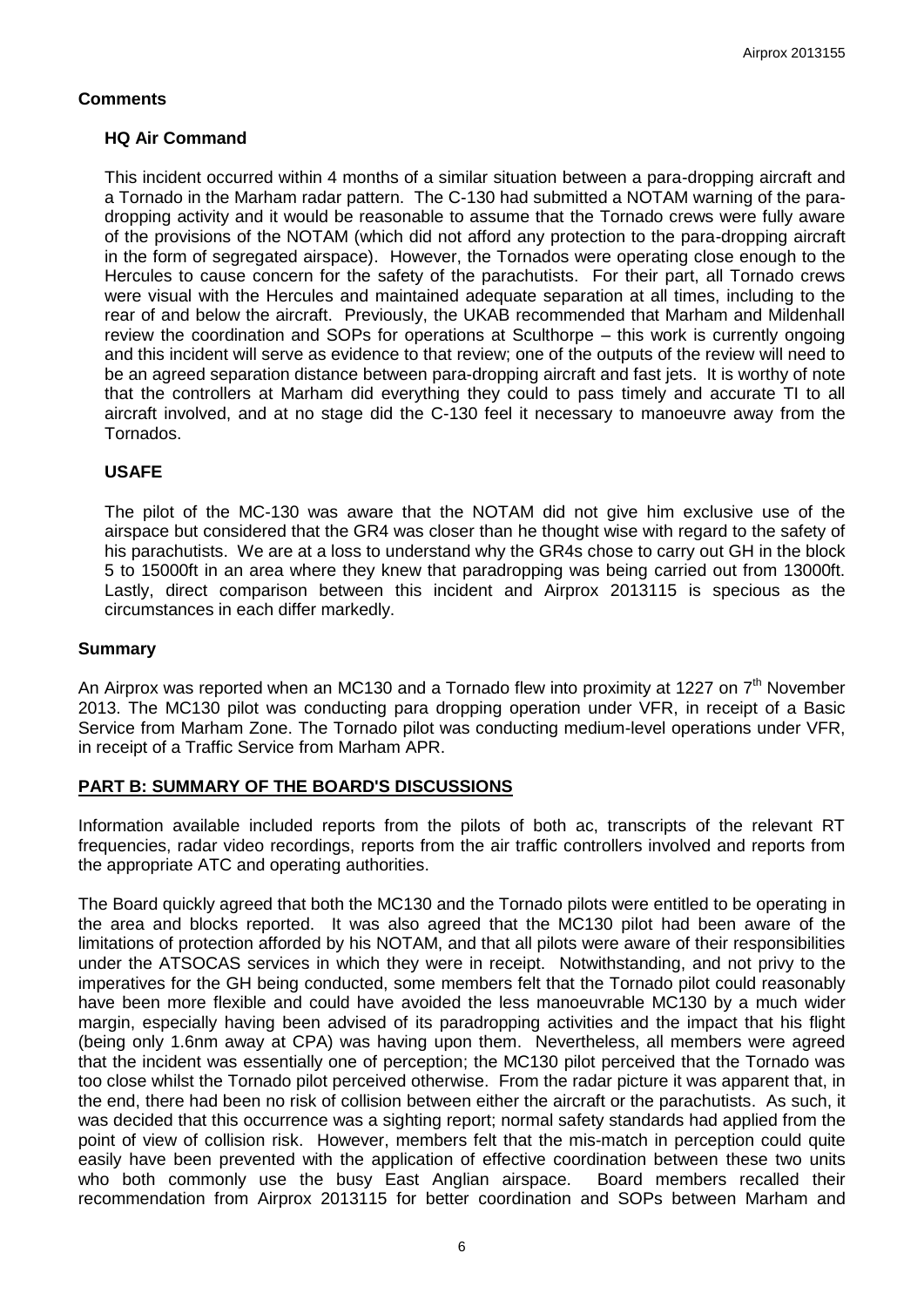## Comments

### HQ Air Command

This incident occurred within 4 months of a similar situation between a para-dropping aircraft and a Tornado in the Marham radar pattern. The C-130 had submitted a NOTAM warning of the para-dropping activity and it would be reasonable to assume that the Tornado crews were fully aware of the provisions of the NOTAM (which did not afford any protection to the para-dropping aircraft in the form of segregated airspace). However, the Tornados were operating close enough to the Hercules to cause concern for the safety of the parachutists. For their part, all Tornado crews were visual with the Hercules and maintained adequate separation at all times, including to the rear of and below the aircraft. Previously, the UKAB recommended that Marham and Mildenhall review the coordination and SOPs for operations at Sculthorpe – this work is currently ongoing and this incident will serve as evidence to that review; one of the outputs of the review will need to be an agreed separation distance between para-dropping aircraft and fast jets. It is worthy of note that the controllers at Marham did everything they could to pass timely and accurate TI to all aircraft involved, and at no stage did the C-130 feel it necessary to manoeuvre away from the Tornados.

### USAFE

The pilot of the MC-130 was aware that the NOTAM did not give him exclusive use of the airspace but considered that the GR4 was closer than he thought wise with regard to the safety of his parachutists. We are at a loss to understand why the GR4s chose to carry out GH in the block 5 to 15000ft in an area where they knew that paradropping was being carried out from 13000ft. Lastly, direct comparison between this incident and Airprox 2013115 is specious as the circumstances in each differ markedly.

## Summary

An Airprox was reported when an MC130 and a Tornado flew into proximity at 1227 on 7th November 2013. The MC130 pilot was conducting para dropping operation under VFR, in receipt of a Basic Service from Marham Zone. The Tornado pilot was conducting medium-level operations under VFR, in receipt of a Traffic Service from Marham APR.

## PART B: SUMMARY OF THE BOARD'S DISCUSSIONS

Information available included reports from the pilots of both ac, transcripts of the relevant RT frequencies, radar video recordings, reports from the air traffic controllers involved and reports from the appropriate ATC and operating authorities.

The Board quickly agreed that both the MC130 and the Tornado pilots were entitled to be operating in the area and blocks reported. It was also agreed that the MC130 pilot had been aware of the limitations of protection afforded by his NOTAM, and that all pilots were aware of their responsibilities under the ATSOCAS services in which they were in receipt. Notwithstanding, and not privy to the imperatives for the GH being conducted, some members felt that the Tornado pilot could reasonably have been more flexible and could have avoided the less manoeuvrable MC130 by a much wider margin, especially having been advised of its paradropping activities and the impact that his flight (being only 1.6nm away at CPA) was having upon them. Nevertheless, all members were agreed that the incident was essentially one of perception; the MC130 pilot perceived that the Tornado was too close whilst the Tornado pilot perceived otherwise. From the radar picture it was apparent that, in the end, there had been no risk of collision between either the aircraft or the parachutists. As such, it was decided that this occurrence was a sighting report; normal safety standards had applied from the point of view of collision risk. However, members felt that the mis-match in perception could quite easily have been prevented with the application of effective coordination between these two units who both commonly use the busy East Anglian airspace. Board members recalled their recommendation from Airprox 2013115 for better coordination and SOPs between Marham and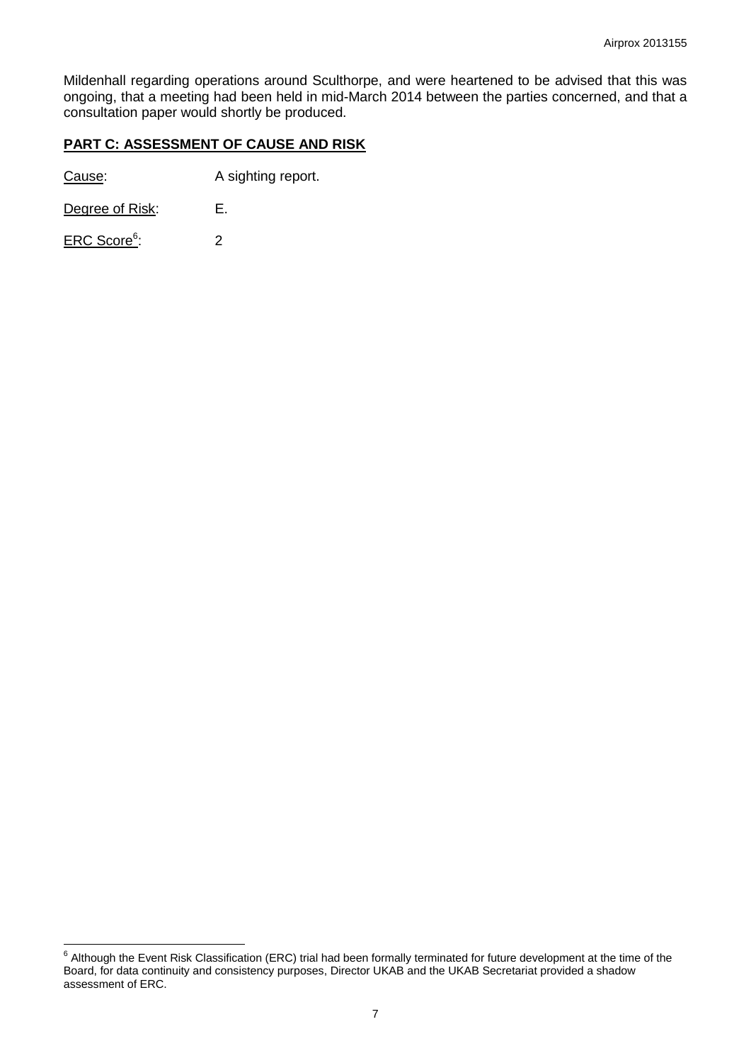Mildenhall regarding operations around Sculthorpe, and were heartened to be advised that this was ongoing, that a meeting had been held in mid-March 2014 between the parties concerned, and that a consultation paper would shortly be produced.

**PART C: ASSESSMENT OF CAUSE AND RISK**

Cause: A sighting report.

Degree of Risk: E.

ERC Score[6]: 2

[6] Although the Event Risk Classification (ERC) trial had been formally terminated for future development at the time of the Board, for data continuity and consistency purposes, Director UKAB and the UKAB Secretariat provided a shadow assessment of ERC.